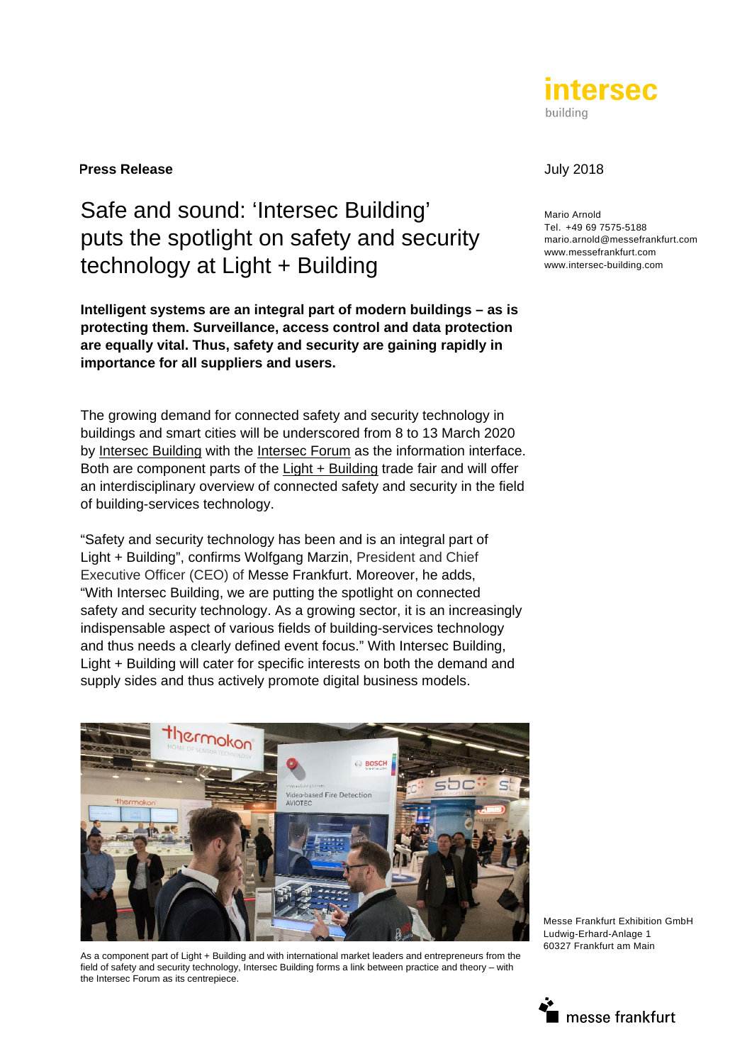**Press Release**

July 2018

Mario Arnold
Tel. +49 69 7575-5188
mario.arnold@messefrankfurt.com
www.messefrankfurt.com
www.intersec-building.com

# Safe and sound: 'Intersec Building' puts the spotlight on safety and security technology at Light + Building

**Intelligent systems are an integral part of modern buildings – as is protecting them. Surveillance, access control and data protection are equally vital. Thus, safety and security are gaining rapidly in importance for all suppliers and users.**

The growing demand for connected safety and security technology in buildings and smart cities will be underscored from 8 to 13 March 2020 by Intersec Building with the Intersec Forum as the information interface. Both are component parts of the Light + Building trade fair and will offer an interdisciplinary overview of connected safety and security in the field of building-services technology.

"Safety and security technology has been and is an integral part of Light + Building", confirms Wolfgang Marzin, President and Chief Executive Officer (CEO) of Messe Frankfurt. Moreover, he adds, "With Intersec Building, we are putting the spotlight on connected safety and security technology. As a growing sector, it is an increasingly indispensable aspect of various fields of building-services technology and thus needs a clearly defined event focus." With Intersec Building, Light + Building will cater for specific interests on both the demand and supply sides and thus actively promote digital business models.

As a component part of Light + Building and with international market leaders and entrepreneurs from the field of safety and security technology, Intersec Building forms a link between practice and theory – with the Intersec Forum as its centrepiece.

Messe Frankfurt Exhibition GmbH
Ludwig-Erhard-Anlage 1
60327 Frankfurt am Main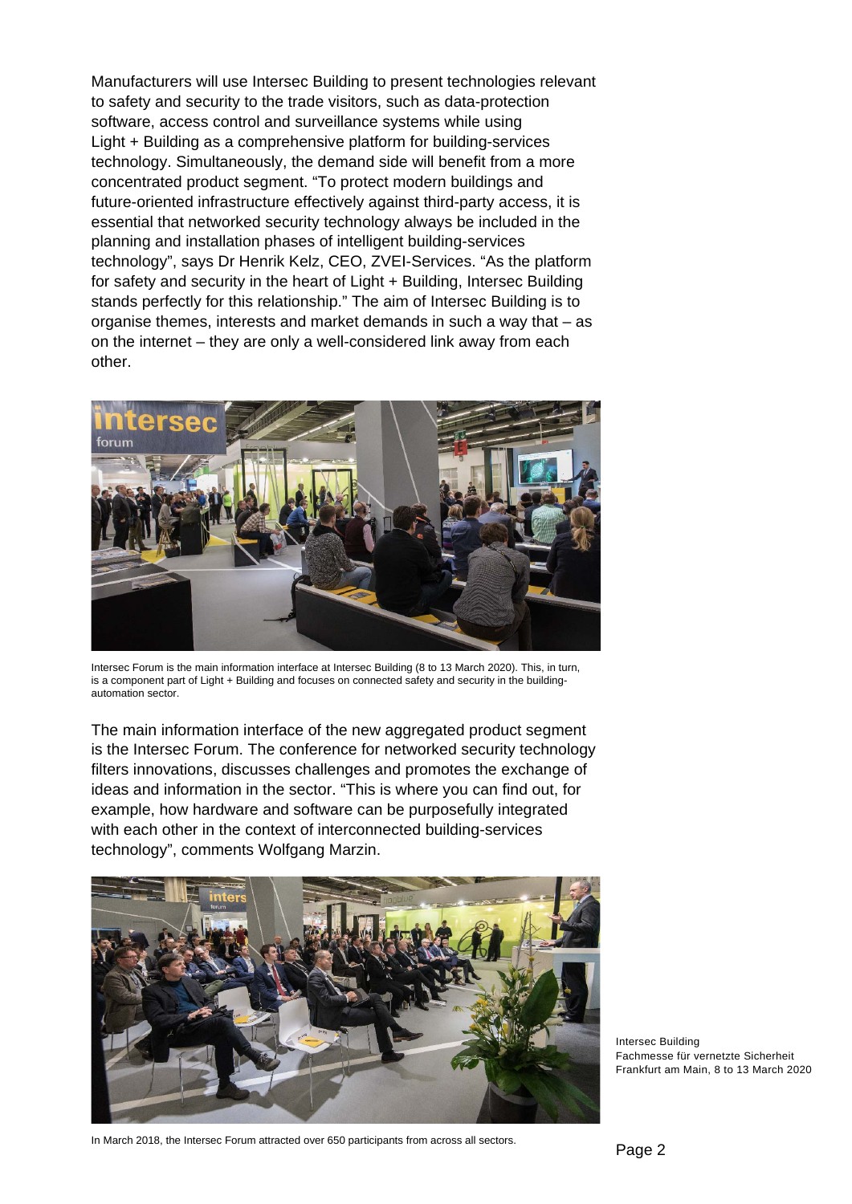Manufacturers will use Intersec Building to present technologies relevant to safety and security to the trade visitors, such as data-protection software, access control and surveillance systems while using Light + Building as a comprehensive platform for building-services technology. Simultaneously, the demand side will benefit from a more concentrated product segment. "To protect modern buildings and future-oriented infrastructure effectively against third-party access, it is essential that networked security technology always be included in the planning and installation phases of intelligent building-services technology", says Dr Henrik Kelz, CEO, ZVEI-Services. "As the platform for safety and security in the heart of Light + Building, Intersec Building stands perfectly for this relationship." The aim of Intersec Building is to organise themes, interests and market demands in such a way that – as on the internet – they are only a well-considered link away from each other.

Intersec Forum is the main information interface at Intersec Building (8 to 13 March 2020). This, in turn, is a component part of Light + Building and focuses on connected safety and security in the building-automation sector.

The main information interface of the new aggregated product segment is the Intersec Forum. The conference for networked security technology filters innovations, discusses challenges and promotes the exchange of ideas and information in the sector. "This is where you can find out, for example, how hardware and software can be purposefully integrated with each other in the context of interconnected building-services technology", comments Wolfgang Marzin.

In March 2018, the Intersec Forum attracted over 650 participants from across all sectors.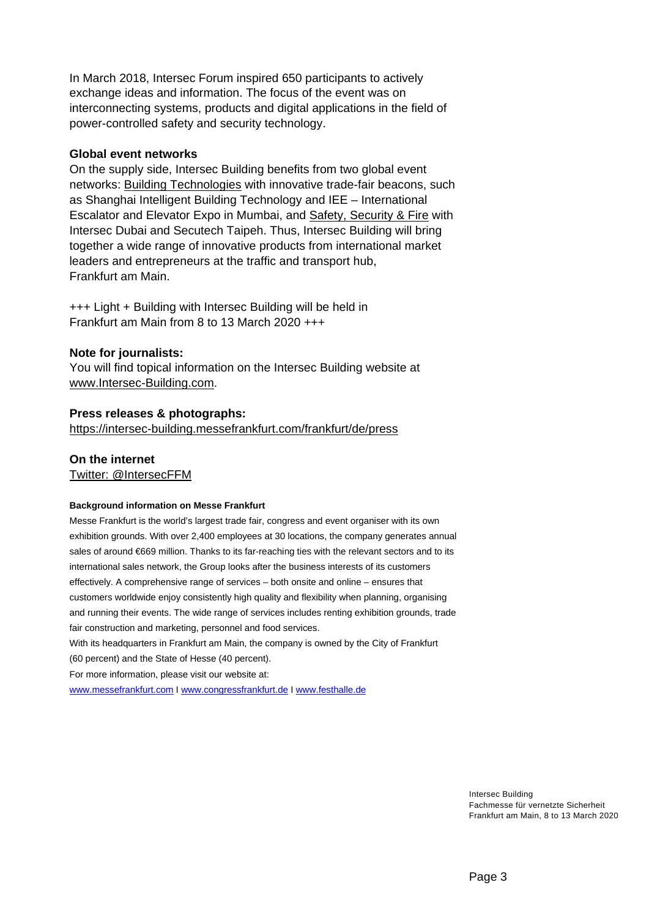In March 2018, Intersec Forum inspired 650 participants to actively exchange ideas and information. The focus of the event was on interconnecting systems, products and digital applications in the field of power-controlled safety and security technology.

**Global event networks**

On the supply side, Intersec Building benefits from two global event networks: Building Technologies with innovative trade-fair beacons, such as Shanghai Intelligent Building Technology and IEE – International Escalator and Elevator Expo in Mumbai, and Safety, Security & Fire with Intersec Dubai and Secutech Taipeh. Thus, Intersec Building will bring together a wide range of innovative products from international market leaders and entrepreneurs at the traffic and transport hub, Frankfurt am Main.

+++ Light + Building with Intersec Building will be held in Frankfurt am Main from 8 to 13 March 2020 +++

**Note for journalists:**

You will find topical information on the Intersec Building website at www.Intersec-Building.com.

**Press releases & photographs:**

https://intersec-building.messefrankfurt.com/frankfurt/de/press

**On the internet**

Twitter: @IntersecFFM

**Background information on Messe Frankfurt**

Messe Frankfurt is the world's largest trade fair, congress and event organiser with its own exhibition grounds. With over 2,400 employees at 30 locations, the company generates annual sales of around €669 million. Thanks to its far-reaching ties with the relevant sectors and to its international sales network, the Group looks after the business interests of its customers effectively. A comprehensive range of services – both onsite and online – ensures that customers worldwide enjoy consistently high quality and flexibility when planning, organising and running their events. The wide range of services includes renting exhibition grounds, trade fair construction and marketing, personnel and food services.

With its headquarters in Frankfurt am Main, the company is owned by the City of Frankfurt (60 percent) and the State of Hesse (40 percent).

For more information, please visit our website at:

www.messefrankfurt.com I www.congressfrankfurt.de I www.festhalle.de